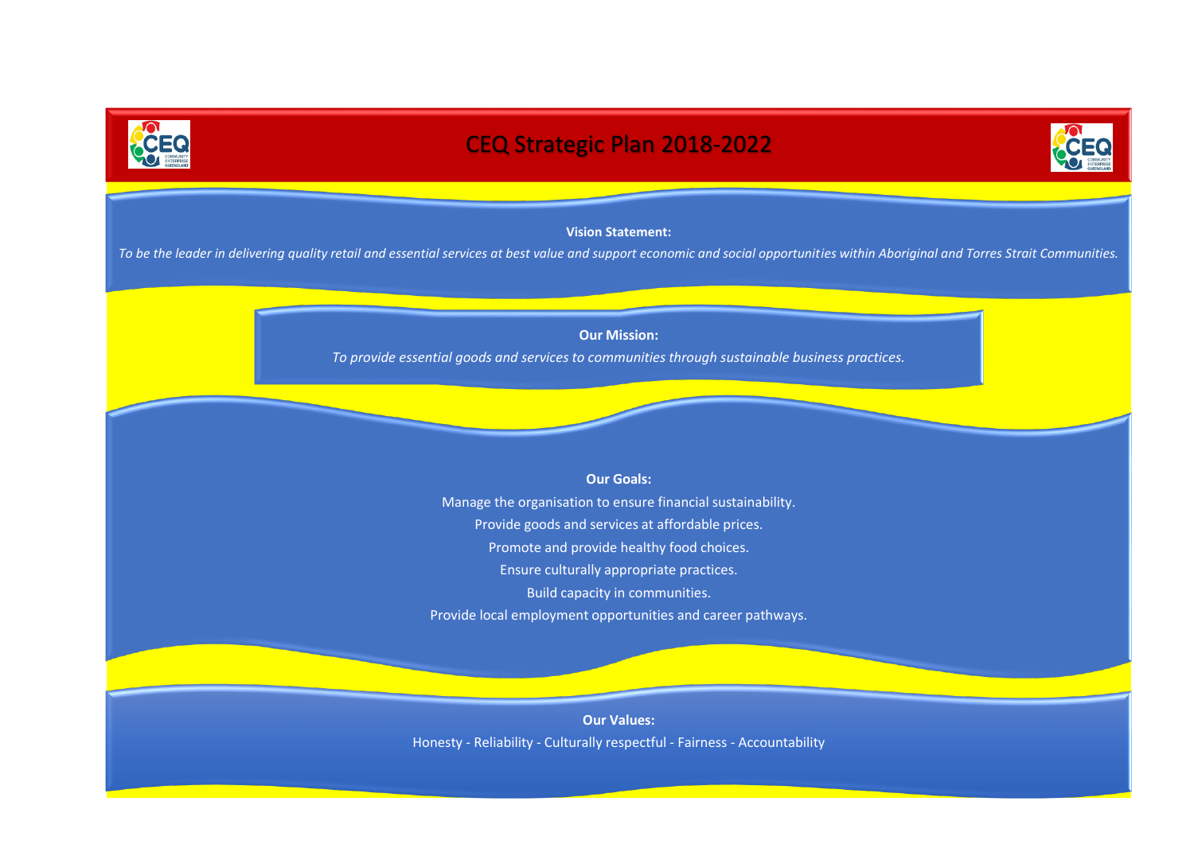# CEQ Strategic Plan 2018-2022

**Vision Statement:**

*To be the leader in delivering quality retail and essential services at best value and support economic and social opportunities within Aboriginal and Torres Strait Communities.*

**Our Mission:**

*To provide essential goods and services to communities through sustainable business practices.*

**Our Goals:**

Manage the organisation to ensure financial sustainability.

Provide goods and services at affordable prices.

Promote and provide healthy food choices.

Ensure culturally appropriate practices.

Build capacity in communities.

Provide local employment opportunities and career pathways.

**Our Values:**

Honesty - Reliability - Culturally respectful - Fairness - Accountability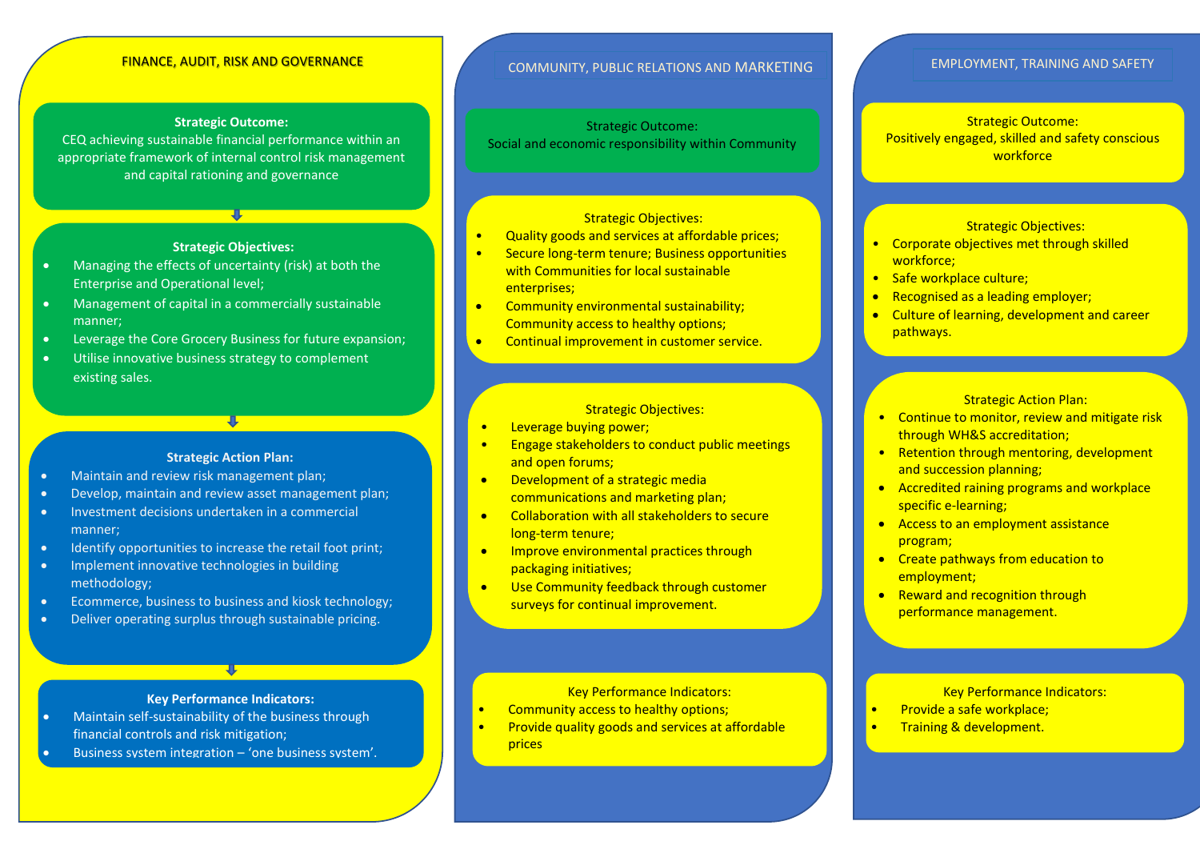## FINANCE, AUDIT, RISK AND GOVERNANCE

**Strategic Outcome:**
CEQ achieving sustainable financial performance within an appropriate framework of internal control risk management and capital rationing and governance

**Strategic Objectives:**

- Managing the effects of uncertainty (risk) at both the Enterprise and Operational level;
- Management of capital in a commercially sustainable manner;
- Leverage the Core Grocery Business for future expansion;
- Utilise innovative business strategy to complement existing sales.

**Strategic Action Plan:**

- Maintain and review risk management plan;
- Develop, maintain and review asset management plan;
- Investment decisions undertaken in a commercial manner;
- Identify opportunities to increase the retail foot print;
- Implement innovative technologies in building methodology;
- Ecommerce, business to business and kiosk technology;
- Deliver operating surplus through sustainable pricing.

**Key Performance Indicators:**

- Maintain self-sustainability of the business through financial controls and risk mitigation;
- Business system integration – 'one business system'.

## COMMUNITY, PUBLIC RELATIONS AND MARKETING

Strategic Outcome:
Social and economic responsibility within Community

Strategic Objectives:

- Quality goods and services at affordable prices;
- Secure long-term tenure; Business opportunities with Communities for local sustainable enterprises;
- Community environmental sustainability; Community access to healthy options;
- Continual improvement in customer service.

Strategic Objectives:

- Leverage buying power;
- Engage stakeholders to conduct public meetings and open forums;
- Development of a strategic media communications and marketing plan;
- Collaboration with all stakeholders to secure long-term tenure;
- Improve environmental practices through packaging initiatives;
- Use Community feedback through customer surveys for continual improvement.

Key Performance Indicators:

- Community access to healthy options;
- Provide quality goods and services at affordable prices

## EMPLOYMENT, TRAINING AND SAFETY

Strategic Outcome:
Positively engaged, skilled and safety conscious workforce

Strategic Objectives:

- Corporate objectives met through skilled workforce;
- Safe workplace culture;
- Recognised as a leading employer;
- Culture of learning, development and career pathways.

Strategic Action Plan:

- Continue to monitor, review and mitigate risk through WH&S accreditation;
- Retention through mentoring, development and succession planning;
- Accredited raining programs and workplace specific e-learning;
- Access to an employment assistance program;
- Create pathways from education to employment;
- Reward and recognition through performance management.

Key Performance Indicators:

- Provide a safe workplace;
- Training & development.